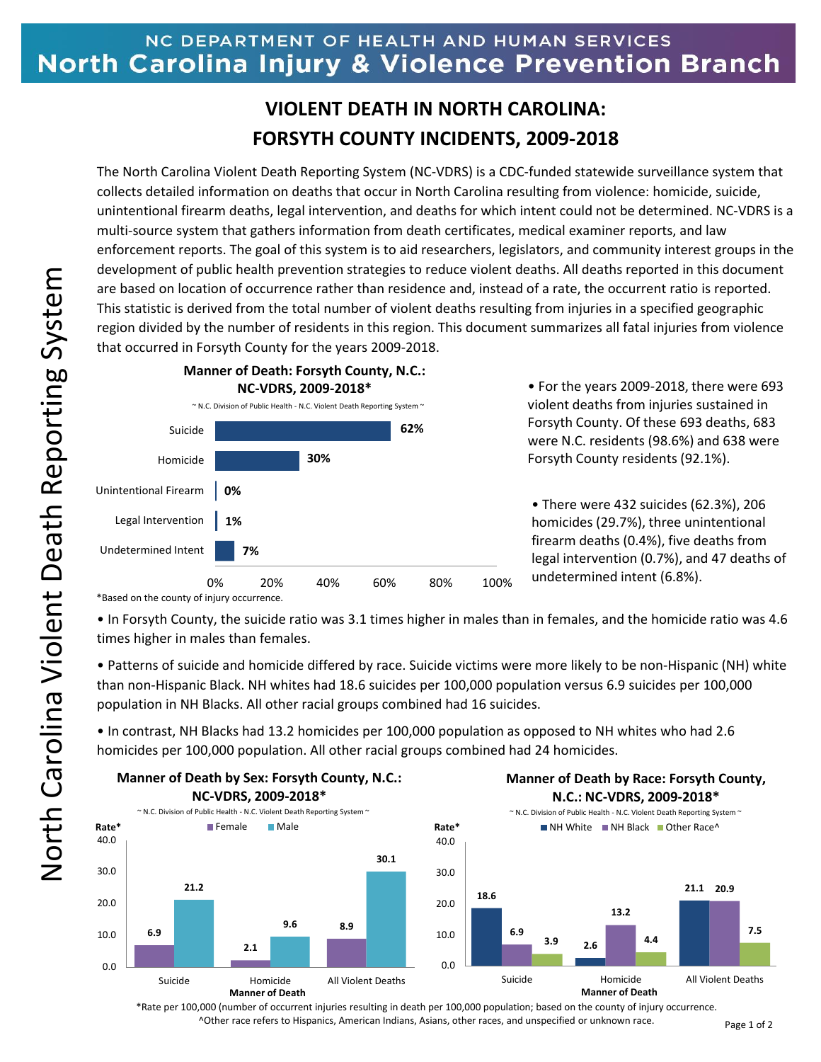NC DEPARTMENT OF HEALTH AND HUMAN SERVICES

North Carolina Injury & Violence Prevention Branch

North Carolina Violent Death Reporting System

# VIOLENT DEATH IN NORTH CAROLINA: FORSYTH COUNTY INCIDENTS, 2009-2018

The North Carolina Violent Death Reporting System (NC-VDRS) is a CDC-funded statewide surveillance system that collects detailed information on deaths that occur in North Carolina resulting from violence: homicide, suicide, unintentional firearm deaths, legal intervention, and deaths for which intent could not be determined. NC-VDRS is a multi-source system that gathers information from death certificates, medical examiner reports, and law enforcement reports. The goal of this system is to aid researchers, legislators, and community interest groups in the development of public health prevention strategies to reduce violent deaths. All deaths reported in this document are based on location of occurrence rather than residence and, instead of a rate, the occurrent ratio is reported. This statistic is derived from the total number of violent deaths resulting from injuries in a specified geographic region divided by the number of residents in this region. This document summarizes all fatal injuries from violence that occurred in Forsyth County for the years 2009-2018.

**Manner of Death: Forsyth County, N.C.: NC-VDRS, 2009-2018***

~ N.C. Division of Public Health - N.C. Violent Death Reporting System ~

| Manner of Death | Percent |
|---|---|
| Suicide | 62% |
| Homicide | 30% |
| Unintentional Firearm | 0% |
| Legal Intervention | 1% |
| Undetermined Intent | 7% |

*Based on the county of injury occurrence.

- For the years 2009-2018, there were 693 violent deaths from injuries sustained in Forsyth County. Of these 693 deaths, 683 were N.C. residents (98.6%) and 638 were Forsyth County residents (92.1%).

- There were 432 suicides (62.3%), 206 homicides (29.7%), three unintentional firearm deaths (0.4%), five deaths from legal intervention (0.7%), and 47 deaths of undetermined intent (6.8%).

- In Forsyth County, the suicide ratio was 3.1 times higher in males than in females, and the homicide ratio was 4.6 times higher in males than females.

- Patterns of suicide and homicide differed by race. Suicide victims were more likely to be non-Hispanic (NH) white than non-Hispanic Black. NH whites had 18.6 suicides per 100,000 population versus 6.9 suicides per 100,000 population in NH Blacks. All other racial groups combined had 16 suicides.

- In contrast, NH Blacks had 13.2 homicides per 100,000 population as opposed to NH whites who had 2.6 homicides per 100,000 population. All other racial groups combined had 24 homicides.

**Manner of Death by Sex: Forsyth County, N.C.: NC-VDRS, 2009-2018***

~ N.C. Division of Public Health - N.C. Violent Death Reporting System ~

| Manner of Death | Female (Rate*) | Male (Rate*) |
|---|---|---|
| Suicide | 6.9 | 21.2 |
| Homicide | 2.1 | 9.6 |
| All Violent Deaths | 8.9 | 30.1 |

**Manner of Death by Race: Forsyth County, N.C.: NC-VDRS, 2009-2018***

~ N.C. Division of Public Health - N.C. Violent Death Reporting System ~

| Manner of Death | NH White (Rate*) | NH Black (Rate*) | Other Race^ (Rate*) |
|---|---|---|---|
| Suicide | 18.6 | 6.9 | 3.9 |
| Homicide | 2.6 | 13.2 | 4.4 |
| All Violent Deaths | 21.1 | 20.9 | 7.5 |

*Rate per 100,000 (number of occurrent injuries resulting in death per 100,000 population; based on the county of injury occurrence.

^Other race refers to Hispanics, American Indians, Asians, other races, and unspecified or unknown race.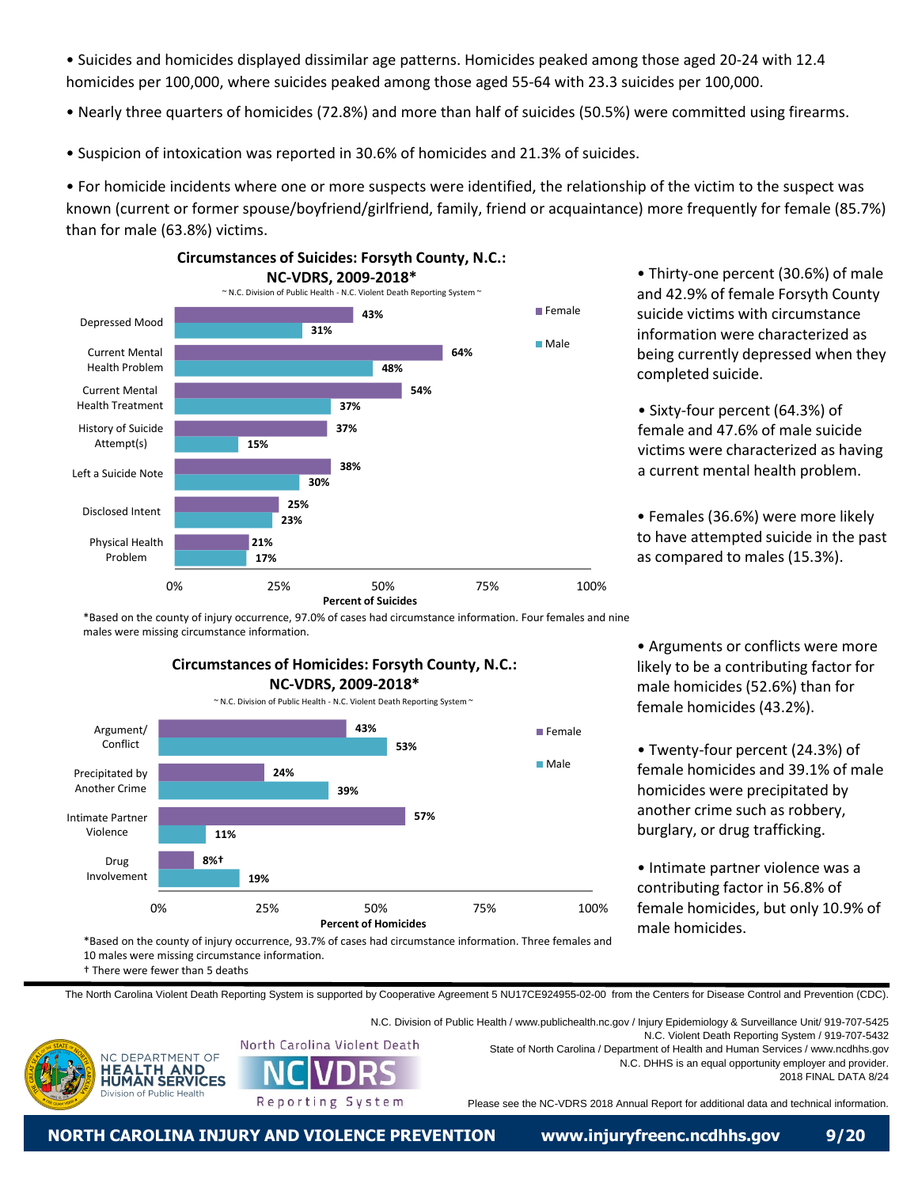- Suicides and homicides displayed dissimilar age patterns. Homicides peaked among those aged 20-24 with 12.4 homicides per 100,000, where suicides peaked among those aged 55-64 with 23.3 suicides per 100,000.
- Nearly three quarters of homicides (72.8%) and more than half of suicides (50.5%) were committed using firearms.
- Suspicion of intoxication was reported in 30.6% of homicides and 21.3% of suicides.
- For homicide incidents where one or more suspects were identified, the relationship of the victim to the suspect was known (current or former spouse/boyfriend/girlfriend, family, friend or acquaintance) more frequently for female (85.7%) than for male (63.8%) victims.

**Circumstances of Suicides: Forsyth County, N.C.: NC-VDRS, 2009-2018***

~ N.C. Division of Public Health - N.C. Violent Death Reporting System ~

Female
Male

Depressed Mood 43% 31%
Current Mental Health Problem 64% 48%
Current Mental Health Treatment 54% 37%
History of Suicide Attempt(s) 37% 15%
Left a Suicide Note 38% 30%
Disclosed Intent 25% 23%
Physical Health Problem 21% 17%

0% 25% 50% 75% 100%
Percent of Suicides

*Based on the county of injury occurrence, 97.0% of cases had circumstance information. Four females and nine males were missing circumstance information.

- Thirty-one percent (30.6%) of male and 42.9% of female Forsyth County suicide victims with circumstance information were characterized as being currently depressed when they completed suicide.
- Sixty-four percent (64.3%) of female and 47.6% of male suicide victims were characterized as having a current mental health problem.
- Females (36.6%) were more likely to have attempted suicide in the past as compared to males (15.3%).

**Circumstances of Homicides: Forsyth County, N.C.: NC-VDRS, 2009-2018***

~ N.C. Division of Public Health - N.C. Violent Death Reporting System ~

Female
Male

Argument/ Conflict 43% 53%
Precipitated by Another Crime 24% 39%
Intimate Partner Violence 57% 11%
Drug Involvement 8%† 19%

0% 25% 50% 75% 100%
Percent of Homicides

*Based on the county of injury occurrence, 93.7% of cases had circumstance information. Three females and 10 males were missing circumstance information.
† There were fewer than 5 deaths

- Arguments or conflicts were more likely to be a contributing factor for male homicides (52.6%) than for female homicides (43.2%).
- Twenty-four percent (24.3%) of female homicides and 39.1% of male homicides were precipitated by another crime such as robbery, burglary, or drug trafficking.
- Intimate partner violence was a contributing factor in 56.8% of female homicides, but only 10.9% of male homicides.

The North Carolina Violent Death Reporting System is supported by Cooperative Agreement 5 NU17CE924955-02-00 from the Centers for Disease Control and Prevention (CDC).

N.C. Division of Public Health / www.publichealth.nc.gov / Injury Epidemiology & Surveillance Unit/ 919-707-5425
N.C. Violent Death Reporting System / 919-707-5432
State of North Carolina / Department of Health and Human Services / www.ncdhhs.gov
N.C. DHHS is an equal opportunity employer and provider.
2018 FINAL DATA 8/24

Please see the NC-VDRS 2018 Annual Report for additional data and technical information.